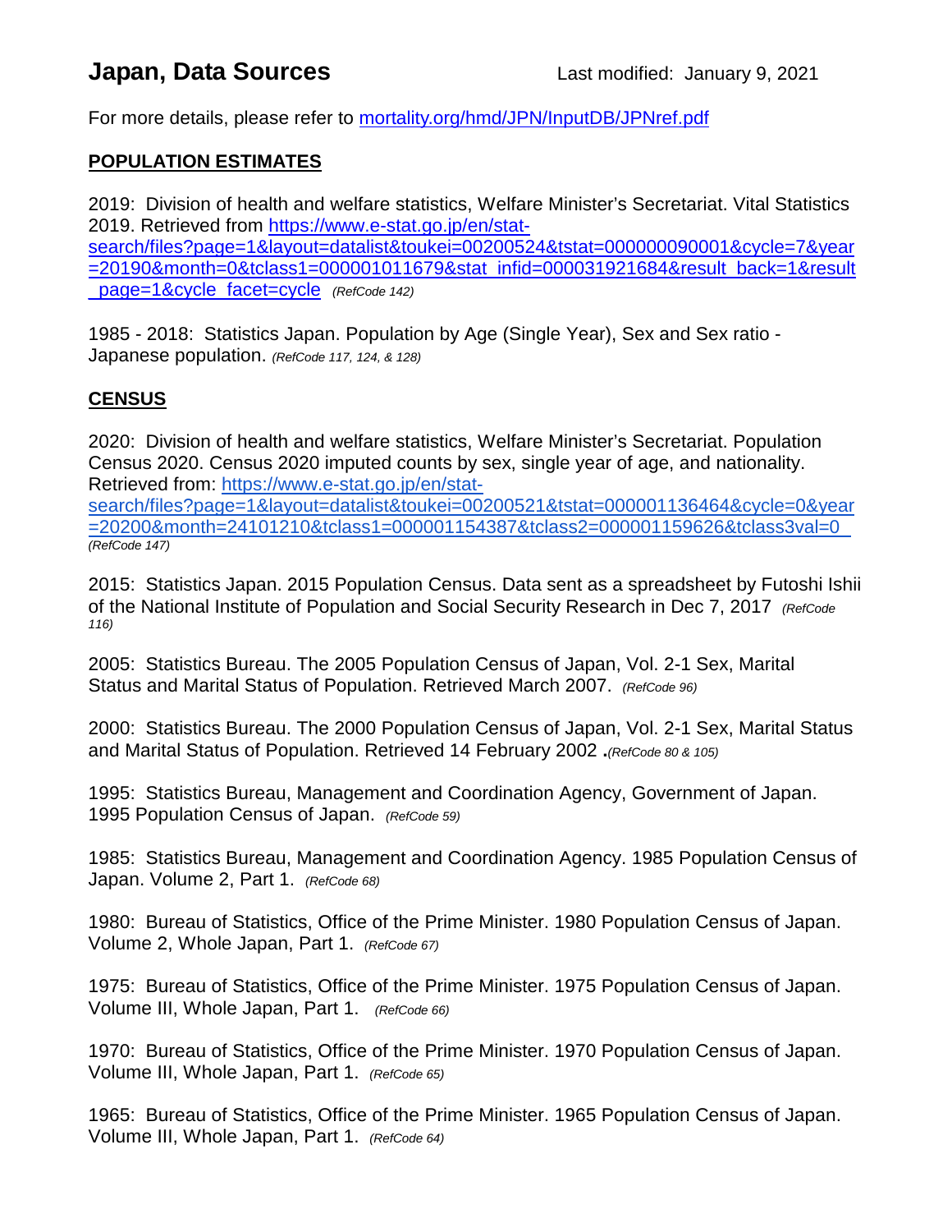# Japan, Data Sources

Last modified: January 9, 2021

For more details, please refer to [mortality.org/hmd/JPN/InputDB/JPNref.pdf](mortality.org/hmd/JPN/InputDB/JPNref.pdf)

## POPULATION ESTIMATES

2019: Division of health and welfare statistics, Welfare Minister's Secretariat. Vital Statistics 2019. Retrieved from [https://www.e-stat.go.jp/en/stat-search/files?page=1&layout=datalist&toukei=00200524&tstat=000000090001&cycle=7&year=20190&month=0&tclass1=000001011679&stat_infid=000031921684&result_back=1&result_page=1&cycle_facet=cycle](https://www.e-stat.go.jp/en/stat-search/files?page=1&layout=datalist&toukei=00200524&tstat=000000090001&cycle=7&year=20190&month=0&tclass1=000001011679&stat_infid=000031921684&result_back=1&result_page=1&cycle_facet=cycle) *(RefCode 142)*

1985 - 2018: Statistics Japan. Population by Age (Single Year), Sex and Sex ratio - Japanese population. *(RefCode 117, 124, & 128)*

## CENSUS

2020: Division of health and welfare statistics, Welfare Minister's Secretariat. Population Census 2020. Census 2020 imputed counts by sex, single year of age, and nationality. Retrieved from: [https://www.e-stat.go.jp/en/stat-search/files?page=1&layout=datalist&toukei=00200521&tstat=000001136464&cycle=0&year=20200&month=24101210&tclass1=000001154387&tclass2=000001159626&tclass3val=0](https://www.e-stat.go.jp/en/stat-search/files?page=1&layout=datalist&toukei=00200521&tstat=000001136464&cycle=0&year=20200&month=24101210&tclass1=000001154387&tclass2=000001159626&tclass3val=0) *(RefCode 147)*

2015: Statistics Japan. 2015 Population Census. Data sent as a spreadsheet by Futoshi Ishii of the National Institute of Population and Social Security Research in Dec 7, 2017 *(RefCode 116)*

2005: Statistics Bureau. The 2005 Population Census of Japan, Vol. 2-1 Sex, Marital Status and Marital Status of Population. Retrieved March 2007. *(RefCode 96)*

2000: Statistics Bureau. The 2000 Population Census of Japan, Vol. 2-1 Sex, Marital Status and Marital Status of Population. Retrieved 14 February 2002 **.***(RefCode 80 & 105)*

1995: Statistics Bureau, Management and Coordination Agency, Government of Japan. 1995 Population Census of Japan. *(RefCode 59)*

1985: Statistics Bureau, Management and Coordination Agency. 1985 Population Census of Japan. Volume 2, Part 1. *(RefCode 68)*

1980: Bureau of Statistics, Office of the Prime Minister. 1980 Population Census of Japan. Volume 2, Whole Japan, Part 1. *(RefCode 67)*

1975: Bureau of Statistics, Office of the Prime Minister. 1975 Population Census of Japan. Volume III, Whole Japan, Part 1. *(RefCode 66)*

1970: Bureau of Statistics, Office of the Prime Minister. 1970 Population Census of Japan. Volume III, Whole Japan, Part 1. *(RefCode 65)*

1965: Bureau of Statistics, Office of the Prime Minister. 1965 Population Census of Japan. Volume III, Whole Japan, Part 1. *(RefCode 64)*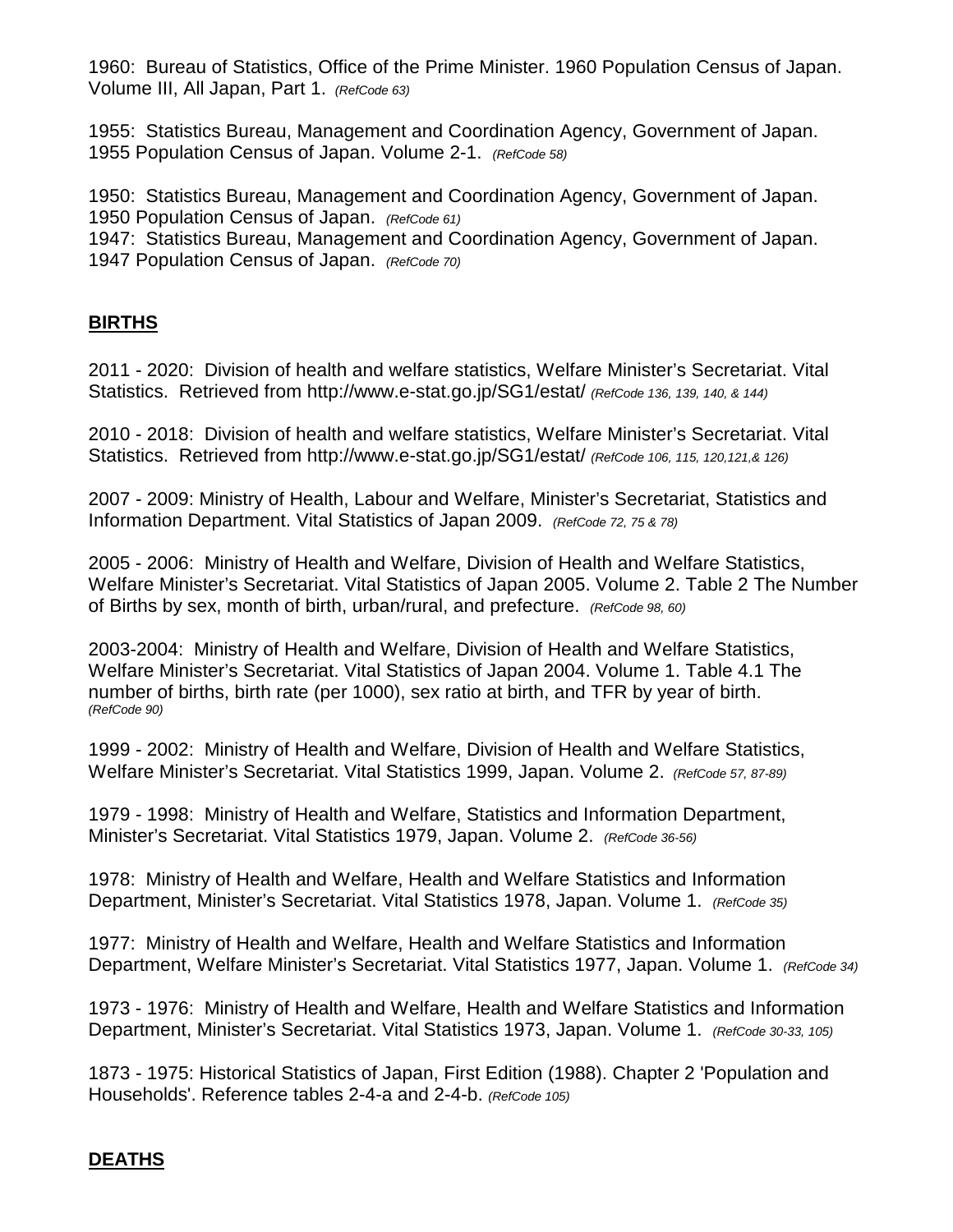1960: Bureau of Statistics, Office of the Prime Minister. 1960 Population Census of Japan. Volume III, All Japan, Part 1. *(RefCode 63)*

1955: Statistics Bureau, Management and Coordination Agency, Government of Japan. 1955 Population Census of Japan. Volume 2-1. *(RefCode 58)*

1950: Statistics Bureau, Management and Coordination Agency, Government of Japan. 1950 Population Census of Japan. *(RefCode 61)*
1947: Statistics Bureau, Management and Coordination Agency, Government of Japan. 1947 Population Census of Japan. *(RefCode 70)*

## BIRTHS

2011 - 2020: Division of health and welfare statistics, Welfare Minister's Secretariat. Vital Statistics. Retrieved from http://www.e-stat.go.jp/SG1/estat/ *(RefCode 136, 139, 140, & 144)*

2010 - 2018: Division of health and welfare statistics, Welfare Minister's Secretariat. Vital Statistics. Retrieved from http://www.e-stat.go.jp/SG1/estat/ *(RefCode 106, 115, 120,121,& 126)*

2007 - 2009: Ministry of Health, Labour and Welfare, Minister's Secretariat, Statistics and Information Department. Vital Statistics of Japan 2009. *(RefCode 72, 75 & 78)*

2005 - 2006: Ministry of Health and Welfare, Division of Health and Welfare Statistics, Welfare Minister's Secretariat. Vital Statistics of Japan 2005. Volume 2. Table 2 The Number of Births by sex, month of birth, urban/rural, and prefecture. *(RefCode 98, 60)*

2003-2004: Ministry of Health and Welfare, Division of Health and Welfare Statistics, Welfare Minister's Secretariat. Vital Statistics of Japan 2004. Volume 1. Table 4.1 The number of births, birth rate (per 1000), sex ratio at birth, and TFR by year of birth. *(RefCode 90)*

1999 - 2002: Ministry of Health and Welfare, Division of Health and Welfare Statistics, Welfare Minister's Secretariat. Vital Statistics 1999, Japan. Volume 2. *(RefCode 57, 87-89)*

1979 - 1998: Ministry of Health and Welfare, Statistics and Information Department, Minister's Secretariat. Vital Statistics 1979, Japan. Volume 2. *(RefCode 36-56)*

1978: Ministry of Health and Welfare, Health and Welfare Statistics and Information Department, Minister's Secretariat. Vital Statistics 1978, Japan. Volume 1. *(RefCode 35)*

1977: Ministry of Health and Welfare, Health and Welfare Statistics and Information Department, Welfare Minister's Secretariat. Vital Statistics 1977, Japan. Volume 1. *(RefCode 34)*

1973 - 1976: Ministry of Health and Welfare, Health and Welfare Statistics and Information Department, Minister's Secretariat. Vital Statistics 1973, Japan. Volume 1. *(RefCode 30-33, 105)*

1873 - 1975: Historical Statistics of Japan, First Edition (1988). Chapter 2 'Population and Households'. Reference tables 2-4-a and 2-4-b. *(RefCode 105)*

## DEATHS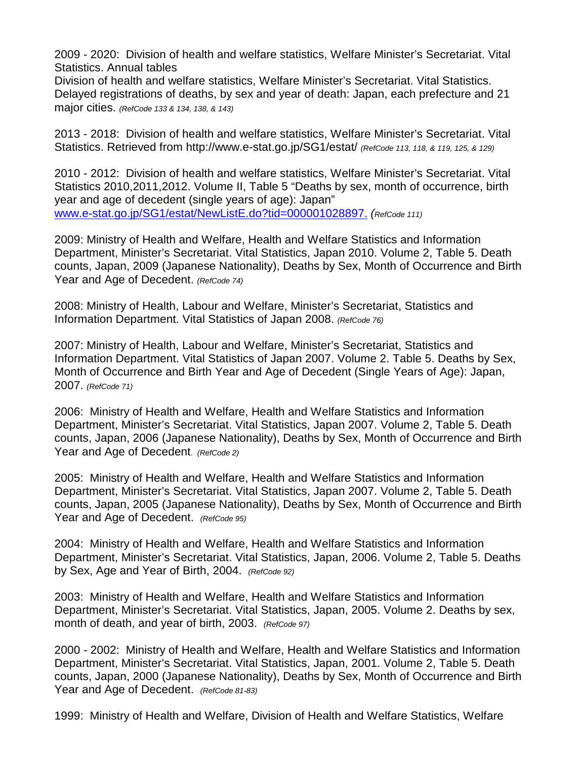2009 - 2020: Division of health and welfare statistics, Welfare Minister's Secretariat. Vital Statistics. Annual tables
Division of health and welfare statistics, Welfare Minister's Secretariat. Vital Statistics. Delayed registrations of deaths, by sex and year of death: Japan, each prefecture and 21 major cities. *(RefCode 133 & 134, 138, & 143)*

2013 - 2018: Division of health and welfare statistics, Welfare Minister's Secretariat. Vital Statistics. Retrieved from http://www.e-stat.go.jp/SG1/estat/ *(RefCode 113, 118, & 119, 125, & 129)*

2010 - 2012: Division of health and welfare statistics, Welfare Minister's Secretariat. Vital Statistics 2010,2011,2012. Volume II, Table 5 "Deaths by sex, month of occurrence, birth year and age of decedent (single years of age): Japan" www.e-stat.go.jp/SG1/estat/NewListE.do?tid=000001028897. *(RefCode 111)*

2009: Ministry of Health and Welfare, Health and Welfare Statistics and Information Department, Minister's Secretariat. Vital Statistics, Japan 2010. Volume 2, Table 5. Death counts, Japan, 2009 (Japanese Nationality), Deaths by Sex, Month of Occurrence and Birth Year and Age of Decedent. *(RefCode 74)*

2008: Ministry of Health, Labour and Welfare, Minister's Secretariat, Statistics and Information Department. Vital Statistics of Japan 2008. *(RefCode 76)*

2007: Ministry of Health, Labour and Welfare, Minister's Secretariat, Statistics and Information Department. Vital Statistics of Japan 2007. Volume 2. Table 5. Deaths by Sex, Month of Occurrence and Birth Year and Age of Decedent (Single Years of Age): Japan, 2007. *(RefCode 71)*

2006: Ministry of Health and Welfare, Health and Welfare Statistics and Information Department, Minister's Secretariat. Vital Statistics, Japan 2007. Volume 2, Table 5. Death counts, Japan, 2006 (Japanese Nationality), Deaths by Sex, Month of Occurrence and Birth Year and Age of Decedent. *(RefCode 2)*

2005: Ministry of Health and Welfare, Health and Welfare Statistics and Information Department, Minister's Secretariat. Vital Statistics, Japan 2007. Volume 2, Table 5. Death counts, Japan, 2005 (Japanese Nationality), Deaths by Sex, Month of Occurrence and Birth Year and Age of Decedent. *(RefCode 95)*

2004: Ministry of Health and Welfare, Health and Welfare Statistics and Information Department, Minister's Secretariat. Vital Statistics, Japan, 2006. Volume 2, Table 5. Deaths by Sex, Age and Year of Birth, 2004. *(RefCode 92)*

2003: Ministry of Health and Welfare, Health and Welfare Statistics and Information Department, Minister's Secretariat. Vital Statistics, Japan, 2005. Volume 2. Deaths by sex, month of death, and year of birth, 2003. *(RefCode 97)*

2000 - 2002: Ministry of Health and Welfare, Health and Welfare Statistics and Information Department, Minister's Secretariat. Vital Statistics, Japan, 2001. Volume 2, Table 5. Death counts, Japan, 2000 (Japanese Nationality), Deaths by Sex, Month of Occurrence and Birth Year and Age of Decedent. *(RefCode 81-83)*

1999: Ministry of Health and Welfare, Division of Health and Welfare Statistics, Welfare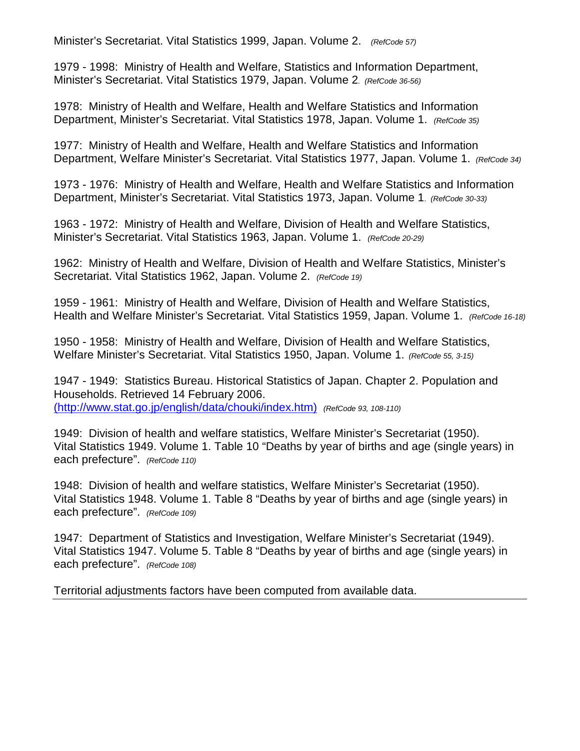Minister's Secretariat. Vital Statistics 1999, Japan. Volume 2. *(RefCode 57)*

1979 - 1998: Ministry of Health and Welfare, Statistics and Information Department, Minister's Secretariat. Vital Statistics 1979, Japan. Volume 2. *(RefCode 36-56)*

1978: Ministry of Health and Welfare, Health and Welfare Statistics and Information Department, Minister's Secretariat. Vital Statistics 1978, Japan. Volume 1. *(RefCode 35)*

1977: Ministry of Health and Welfare, Health and Welfare Statistics and Information Department, Welfare Minister's Secretariat. Vital Statistics 1977, Japan. Volume 1. *(RefCode 34)*

1973 - 1976: Ministry of Health and Welfare, Health and Welfare Statistics and Information Department, Minister's Secretariat. Vital Statistics 1973, Japan. Volume 1. *(RefCode 30-33)*

1963 - 1972: Ministry of Health and Welfare, Division of Health and Welfare Statistics, Minister's Secretariat. Vital Statistics 1963, Japan. Volume 1. *(RefCode 20-29)*

1962: Ministry of Health and Welfare, Division of Health and Welfare Statistics, Minister's Secretariat. Vital Statistics 1962, Japan. Volume 2. *(RefCode 19)*

1959 - 1961: Ministry of Health and Welfare, Division of Health and Welfare Statistics, Health and Welfare Minister's Secretariat. Vital Statistics 1959, Japan. Volume 1. *(RefCode 16-18)*

1950 - 1958: Ministry of Health and Welfare, Division of Health and Welfare Statistics, Welfare Minister's Secretariat. Vital Statistics 1950, Japan. Volume 1. *(RefCode 55, 3-15)*

1947 - 1949: Statistics Bureau. Historical Statistics of Japan. Chapter 2. Population and Households. Retrieved 14 February 2006. (http://www.stat.go.jp/english/data/chouki/index.htm) *(RefCode 93, 108-110)*

1949: Division of health and welfare statistics, Welfare Minister's Secretariat (1950). Vital Statistics 1949. Volume 1. Table 10 "Deaths by year of births and age (single years) in each prefecture". *(RefCode 110)*

1948: Division of health and welfare statistics, Welfare Minister's Secretariat (1950). Vital Statistics 1948. Volume 1. Table 8 "Deaths by year of births and age (single years) in each prefecture". *(RefCode 109)*

1947: Department of Statistics and Investigation, Welfare Minister's Secretariat (1949). Vital Statistics 1947. Volume 5. Table 8 "Deaths by year of births and age (single years) in each prefecture". *(RefCode 108)*

Territorial adjustments factors have been computed from available data.